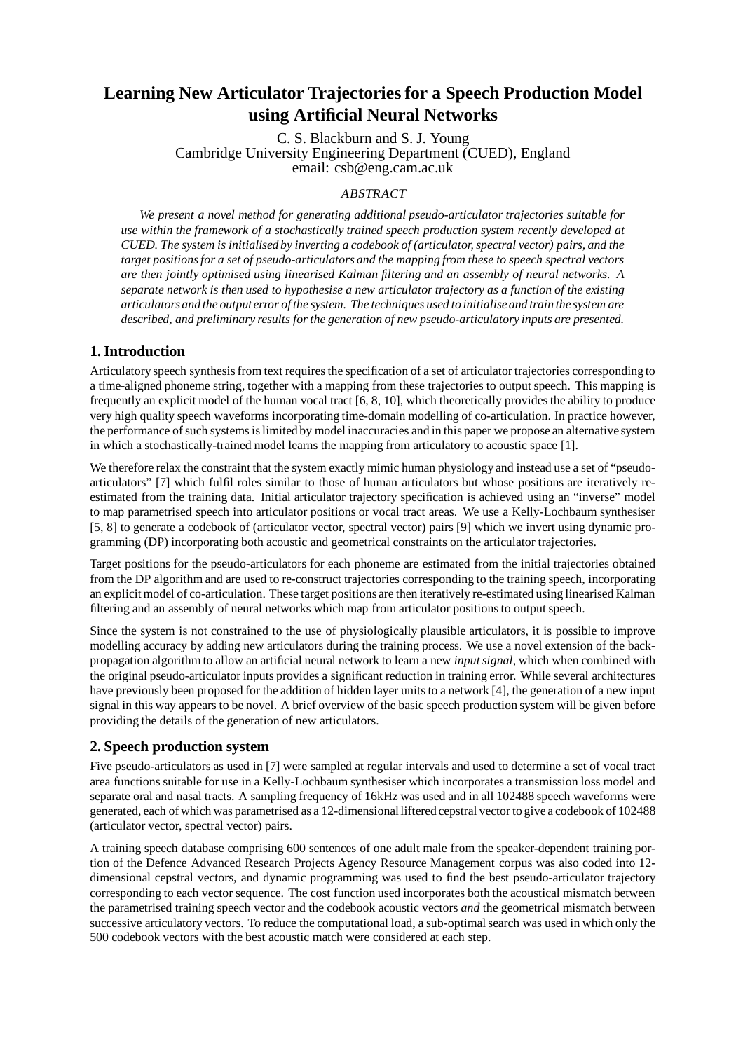# Learning New Articulator Trajectories for a Speech Production Model using Artificial Neural Networks

C. S. Blackburn and S. J. Young
Cambridge University Engineering Department (CUED), England
email: csb@eng.cam.ac.uk

*ABSTRACT*

*We present a novel method for generating additional pseudo-articulator trajectories suitable for use within the framework of a stochastically trained speech production system recently developed at CUED. The system is initialised by inverting a codebook of (articulator, spectral vector) pairs, and the target positions for a set of pseudo-articulators and the mapping from these to speech spectral vectors are then jointly optimised using linearised Kalman filtering and an assembly of neural networks. A separate network is then used to hypothesise a new articulator trajectory as a function of the existing articulators and the output error of the system. The techniques used to initialise and train the system are described, and preliminary results for the generation of new pseudo-articulatory inputs are presented.*

## 1. Introduction

Articulatory speech synthesis from text requires the specification of a set of articulator trajectories corresponding to a time-aligned phoneme string, together with a mapping from these trajectories to output speech. This mapping is frequently an explicit model of the human vocal tract [6, 8, 10], which theoretically provides the ability to produce very high quality speech waveforms incorporating time-domain modelling of co-articulation. In practice however, the performance of such systems is limited by model inaccuracies and in this paper we propose an alternative system in which a stochastically-trained model learns the mapping from articulatory to acoustic space [1].

We therefore relax the constraint that the system exactly mimic human physiology and instead use a set of "pseudo-articulators" [7] which fulfil roles similar to those of human articulators but whose positions are iteratively re-estimated from the training data. Initial articulator trajectory specification is achieved using an "inverse" model to map parametrised speech into articulator positions or vocal tract areas. We use a Kelly-Lochbaum synthesiser [5, 8] to generate a codebook of (articulator vector, spectral vector) pairs [9] which we invert using dynamic programming (DP) incorporating both acoustic and geometrical constraints on the articulator trajectories.

Target positions for the pseudo-articulators for each phoneme are estimated from the initial trajectories obtained from the DP algorithm and are used to re-construct trajectories corresponding to the training speech, incorporating an explicit model of co-articulation. These target positions are then iteratively re-estimated using linearised Kalman filtering and an assembly of neural networks which map from articulator positions to output speech.

Since the system is not constrained to the use of physiologically plausible articulators, it is possible to improve modelling accuracy by adding new articulators during the training process. We use a novel extension of the back-propagation algorithm to allow an artificial neural network to learn a new *input signal*, which when combined with the original pseudo-articulator inputs provides a significant reduction in training error. While several architectures have previously been proposed for the addition of hidden layer units to a network [4], the generation of a new input signal in this way appears to be novel. A brief overview of the basic speech production system will be given before providing the details of the generation of new articulators.

## 2. Speech production system

Five pseudo-articulators as used in [7] were sampled at regular intervals and used to determine a set of vocal tract area functions suitable for use in a Kelly-Lochbaum synthesiser which incorporates a transmission loss model and separate oral and nasal tracts. A sampling frequency of 16kHz was used and in all 102488 speech waveforms were generated, each of which was parametrised as a 12-dimensional liftered cepstral vector to give a codebook of 102488 (articulator vector, spectral vector) pairs.

A training speech database comprising 600 sentences of one adult male from the speaker-dependent training portion of the Defence Advanced Research Projects Agency Resource Management corpus was also coded into 12-dimensional cepstral vectors, and dynamic programming was used to find the best pseudo-articulator trajectory corresponding to each vector sequence. The cost function used incorporates both the acoustical mismatch between the parametrised training speech vector and the codebook acoustic vectors *and* the geometrical mismatch between successive articulatory vectors. To reduce the computational load, a sub-optimal search was used in which only the 500 codebook vectors with the best acoustic match were considered at each step.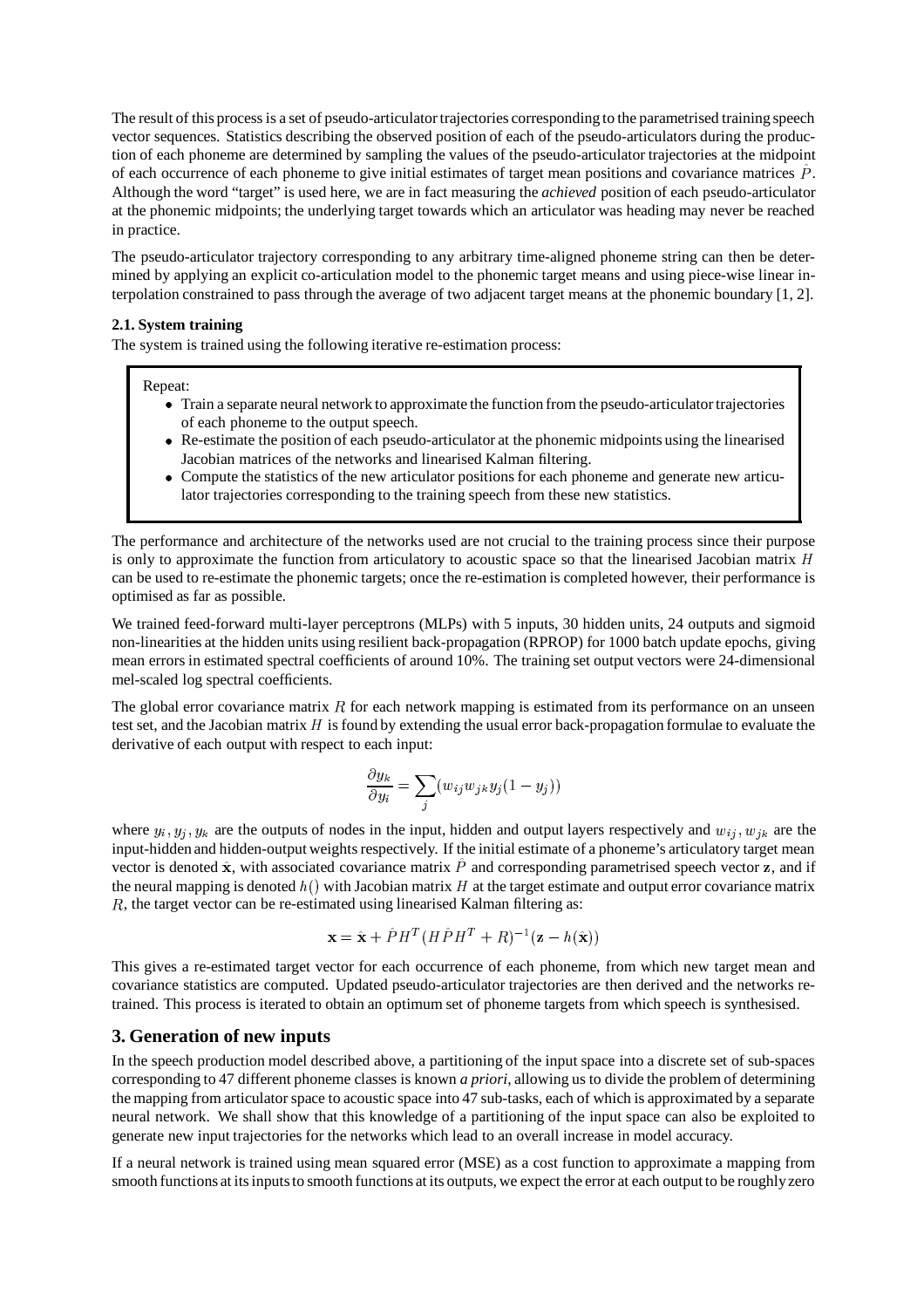The result of this process is a set of pseudo-articulator trajectories corresponding to the parametrised training speech vector sequences. Statistics describing the observed position of each of the pseudo-articulators during the production of each phoneme are determined by sampling the values of the pseudo-articulator trajectories at the midpoint of each occurrence of each phoneme to give initial estimates of target mean positions and covariance matrices $\hat{P}$. Although the word "target" is used here, we are in fact measuring the *achieved* position of each pseudo-articulator at the phonemic midpoints; the underlying target towards which an articulator was heading may never be reached in practice.

The pseudo-articulator trajectory corresponding to any arbitrary time-aligned phoneme string can then be determined by applying an explicit co-articulation model to the phonemic target means and using piece-wise linear interpolation constrained to pass through the average of two adjacent target means at the phonemic boundary [1, 2].

### 2.1. System training

The system is trained using the following iterative re-estimation process:

Repeat:

- Train a separate neural network to approximate the function from the pseudo-articulator trajectories of each phoneme to the output speech.
- Re-estimate the position of each pseudo-articulator at the phonemic midpoints using the linearised Jacobian matrices of the networks and linearised Kalman filtering.
- Compute the statistics of the new articulator positions for each phoneme and generate new articulator trajectories corresponding to the training speech from these new statistics.

The performance and architecture of the networks used are not crucial to the training process since their purpose is only to approximate the function from articulatory to acoustic space so that the linearised Jacobian matrix $H$ can be used to re-estimate the phonemic targets; once the re-estimation is completed however, their performance is optimised as far as possible.

We trained feed-forward multi-layer perceptrons (MLPs) with 5 inputs, 30 hidden units, 24 outputs and sigmoid non-linearities at the hidden units using resilient back-propagation (RPROP) for 1000 batch update epochs, giving mean errors in estimated spectral coefficients of around 10%. The training set output vectors were 24-dimensional mel-scaled log spectral coefficients.

The global error covariance matrix $R$ for each network mapping is estimated from its performance on an unseen test set, and the Jacobian matrix $H$ is found by extending the usual error back-propagation formulae to evaluate the derivative of each output with respect to each input:

$$\frac{\partial y_k}{\partial y_i} = \sum_j (w_{ij} w_{jk} y_j (1 - y_j))$$

where $y_i, y_j, y_k$ are the outputs of nodes in the input, hidden and output layers respectively and $w_{ij}, w_{jk}$ are the input-hidden and hidden-output weights respectively. If the initial estimate of a phoneme's articulatory target mean vector is denoted $\hat{\mathbf{x}}$, with associated covariance matrix $\hat{P}$ and corresponding parametrised speech vector $\mathbf{z}$, and if the neural mapping is denoted $h()$ with Jacobian matrix $H$ at the target estimate and output error covariance matrix $R$, the target vector can be re-estimated using linearised Kalman filtering as:

$$\mathbf{x} = \hat{\mathbf{x}} + \hat{P} H^T (H \hat{P} H^T + R)^{-1} (\mathbf{z} - h(\hat{\mathbf{x}}))$$

This gives a re-estimated target vector for each occurrence of each phoneme, from which new target mean and covariance statistics are computed. Updated pseudo-articulator trajectories are then derived and the networks retrained. This process is iterated to obtain an optimum set of phoneme targets from which speech is synthesised.

## 3. Generation of new inputs

In the speech production model described above, a partitioning of the input space into a discrete set of sub-spaces corresponding to 47 different phoneme classes is known *a priori*, allowing us to divide the problem of determining the mapping from articulator space to acoustic space into 47 sub-tasks, each of which is approximated by a separate neural network. We shall show that this knowledge of a partitioning of the input space can also be exploited to generate new input trajectories for the networks which lead to an overall increase in model accuracy.

If a neural network is trained using mean squared error (MSE) as a cost function to approximate a mapping from smooth functions at its inputs to smooth functions at its outputs, we expect the error at each output to be roughly zero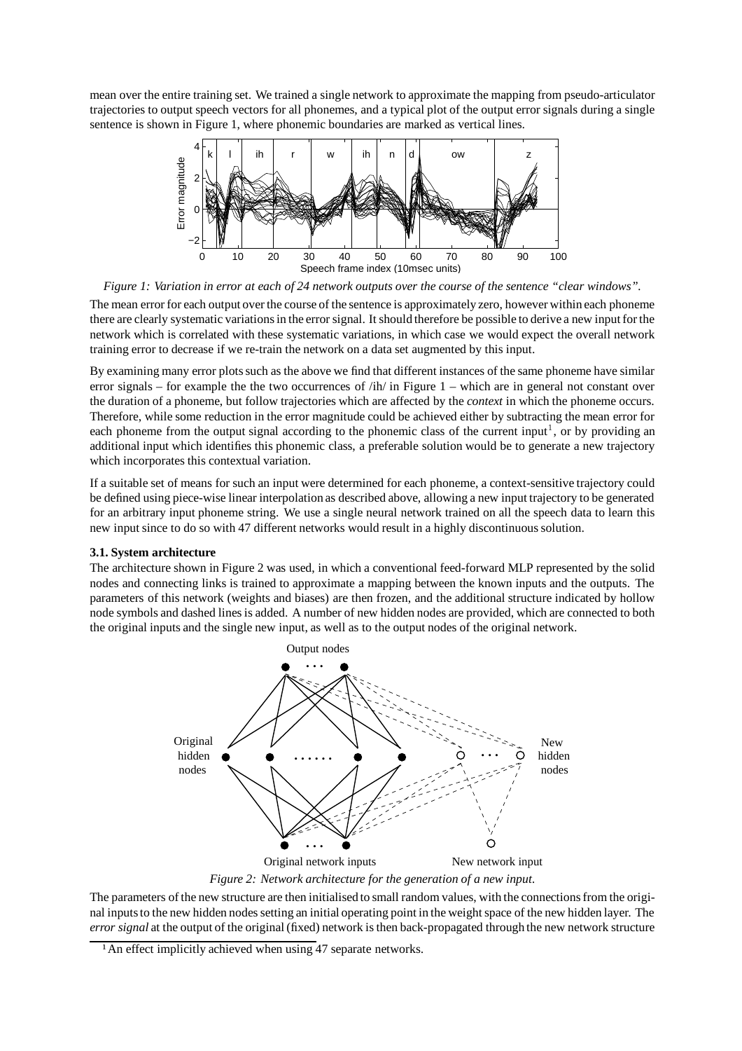mean over the entire training set. We trained a single network to approximate the mapping from pseudo-articulator trajectories to output speech vectors for all phonemes, and a typical plot of the output error signals during a single sentence is shown in Figure 1, where phonemic boundaries are marked as vertical lines.

*Figure 1: Variation in error at each of 24 network outputs over the course of the sentence "clear windows".*

The mean error for each output over the course of the sentence is approximately zero, however within each phoneme there are clearly systematic variations in the error signal. It should therefore be possible to derive a new input for the network which is correlated with these systematic variations, in which case we would expect the overall network training error to decrease if we re-train the network on a data set augmented by this input.

By examining many error plots such as the above we find that different instances of the same phoneme have similar error signals – for example the the two occurrences of /ih/ in Figure 1 – which are in general not constant over the duration of a phoneme, but follow trajectories which are affected by the *context* in which the phoneme occurs. Therefore, while some reduction in the error magnitude could be achieved either by subtracting the mean error for each phoneme from the output signal according to the phonemic class of the current input[1], or by providing an additional input which identifies this phonemic class, a preferable solution would be to generate a new trajectory which incorporates this contextual variation.

If a suitable set of means for such an input were determined for each phoneme, a context-sensitive trajectory could be defined using piece-wise linear interpolation as described above, allowing a new input trajectory to be generated for an arbitrary input phoneme string. We use a single neural network trained on all the speech data to learn this new input since to do so with 47 different networks would result in a highly discontinuous solution.

### 3.1. System architecture

The architecture shown in Figure 2 was used, in which a conventional feed-forward MLP represented by the solid nodes and connecting links is trained to approximate a mapping between the known inputs and the outputs. The parameters of this network (weights and biases) are then frozen, and the additional structure indicated by hollow node symbols and dashed lines is added. A number of new hidden nodes are provided, which are connected to both the original inputs and the single new input, as well as to the output nodes of the original network.

*Figure 2: Network architecture for the generation of a new input.*

The parameters of the new structure are then initialised to small random values, with the connections from the original inputs to the new hidden nodes setting an initial operating point in the weight space of the new hidden layer. The *error signal* at the output of the original (fixed) network is then back-propagated through the new network structure

[1] An effect implicitly achieved when using 47 separate networks.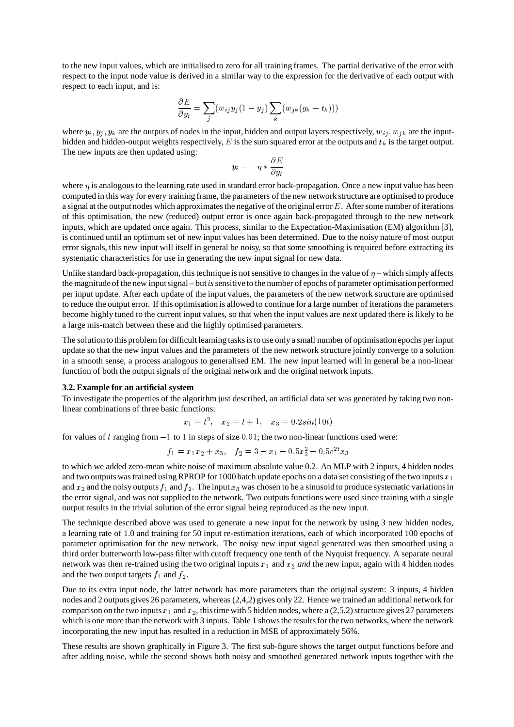to the new input values, which are initialised to zero for all training frames. The partial derivative of the error with respect to the input node value is derived in a similar way to the expression for the derivative of each output with respect to each input, and is:

$$\frac{\partial E}{\partial y_i} = \sum_j (w_{ij} y_j (1 - y_j) \sum_k (w_{jk}(y_k - t_k)))$$

where $y_i, y_j, y_k$ are the outputs of nodes in the input, hidden and output layers respectively, $w_{ij}, w_{jk}$ are the input-hidden and hidden-output weights respectively, $E$ is the sum squared error at the outputs and $t_k$ is the target output. The new inputs are then updated using:

$$y_i = -\eta * \frac{\partial E}{\partial y_i}$$

where $\eta$ is analogous to the learning rate used in standard error back-propagation. Once a new input value has been computed in this way for every training frame, the parameters of the new network structure are optimised to produce a signal at the output nodes which approximates the negative of the original error $E$. After some number of iterations of this optimisation, the new (reduced) output error is once again back-propagated through to the new network inputs, which are updated once again. This process, similar to the Expectation-Maximisation (EM) algorithm [3], is continued until an optimum set of new input values has been determined. Due to the noisy nature of most output error signals, this new input will itself in general be noisy, so that some smoothing is required before extracting its systematic characteristics for use in generating the new input signal for new data.

Unlike standard back-propagation, this technique is not sensitive to changes in the value of $\eta$ – which simply affects the magnitude of the new input signal – but *is* sensitive to the number of epochs of parameter optimisation performed per input update. After each update of the input values, the parameters of the new network structure are optimised to reduce the output error. If this optimisation is allowed to continue for a large number of iterations the parameters become highly tuned to the current input values, so that when the input values are next updated there is likely to be a large mis-match between these and the highly optimised parameters.

The solution to this problem for difficult learning tasks is to use only a small number of optimisation epochs per input update so that the new input values and the parameters of the new network structure jointly converge to a solution in a smooth sense, a process analogous to generalised EM. The new input learned will in general be a non-linear function of both the output signals of the original network and the original network inputs.

### 3.2. Example for an artificial system

To investigate the properties of the algorithm just described, an artificial data set was generated by taking two non-linear combinations of three basic functions:

$$x_1 = t^2, \quad x_2 = t + 1, \quad x_3 = 0.2sin(10t)$$

for values of $t$ ranging from $-1$ to $1$ in steps of size $0.01$; the two non-linear functions used were:

$$f_1 = x_1 x_2 + x_3, \quad f_2 = 3 - x_1 - 0.5x_2^2 - 0.5e^{2t}x_3$$

to which we added zero-mean white noise of maximum absolute value 0.2. An MLP with 2 inputs, 4 hidden nodes and two outputs was trained using RPROP for 1000 batch update epochs on a data set consisting of the two inputs $x_1$ and $x_2$ and the noisy outputs $f_1$ and $f_2$. The input $x_3$ was chosen to be a sinusoid to produce systematic variations in the error signal, and was not supplied to the network. Two outputs functions were used since training with a single output results in the trivial solution of the error signal being reproduced as the new input.

The technique described above was used to generate a new input for the network by using 3 new hidden nodes, a learning rate of 1.0 and training for 50 input re-estimation iterations, each of which incorporated 100 epochs of parameter optimisation for the new network. The noisy new input signal generated was then smoothed using a third order butterworth low-pass filter with cutoff frequency one tenth of the Nyquist frequency. A separate neural network was then re-trained using the two original inputs $x_1$ and $x_2$ *and* the new input, again with 4 hidden nodes and the two output targets $f_1$ and $f_2$.

Due to its extra input node, the latter network has more parameters than the original system: 3 inputs, 4 hidden nodes and 2 outputs gives 26 parameters, whereas (2,4,2) gives only 22. Hence we trained an additional network for comparison on the two inputs $x_1$ and $x_2$, this time with 5 hidden nodes, where a (2,5,2) structure gives 27 parameters which is one more than the network with 3 inputs. Table 1 shows the results for the two networks, where the network incorporating the new input has resulted in a reduction in MSE of approximately 56%.

These results are shown graphically in Figure 3. The first sub-figure shows the target output functions before and after adding noise, while the second shows both noisy and smoothed generated network inputs together with the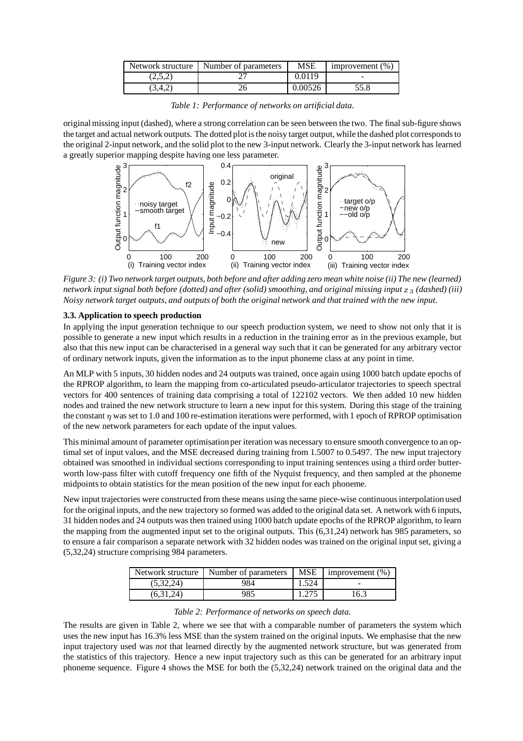| Network structure | Number of parameters | MSE | improvement (%) |
|---|---|---|---|
| (2,5,2) | 27 | 0.0119 | - |
| (3,4,2) | 26 | 0.00526 | 55.8 |

*Table 1: Performance of networks on artificial data.*

original missing input (dashed), where a strong correlation can be seen between the two. The final sub-figure shows the target and actual network outputs. The dotted plot is the noisy target output, while the dashed plot corresponds to the original 2-input network, and the solid plot to the new 3-input network. Clearly the 3-input network has learned a greatly superior mapping despite having one less parameter.

*Figure 3: (i) Two network target outputs, both before and after adding zero mean white noise (ii) The new (learned) network input signal both before (dotted) and after (solid) smoothing, and original missing input $x_3$ (dashed) (iii) Noisy network target outputs, and outputs of both the original network and that trained with the new input.*

### 3.3. Application to speech production

In applying the input generation technique to our speech production system, we need to show not only that it is possible to generate a new input which results in a reduction in the training error as in the previous example, but also that this new input can be characterised in a general way such that it can be generated for any arbitrary vector of ordinary network inputs, given the information as to the input phoneme class at any point in time.

An MLP with 5 inputs, 30 hidden nodes and 24 outputs was trained, once again using 1000 batch update epochs of the RPROP algorithm, to learn the mapping from co-articulated pseudo-articulator trajectories to speech spectral vectors for 400 sentences of training data comprising a total of 122102 vectors. We then added 10 new hidden nodes and trained the new network structure to learn a new input for this system. During this stage of the training the constant $\eta$ was set to 1.0 and 100 re-estimation iterations were performed, with 1 epoch of RPROP optimisation of the new network parameters for each update of the input values.

This minimal amount of parameter optimisation per iteration was necessary to ensure smooth convergence to an optimal set of input values, and the MSE decreased during training from 1.5007 to 0.5497. The new input trajectory obtained was smoothed in individual sections corresponding to input training sentences using a third order butterworth low-pass filter with cutoff frequency one fifth of the Nyquist frequency, and then sampled at the phoneme midpoints to obtain statistics for the mean position of the new input for each phoneme.

New input trajectories were constructed from these means using the same piece-wise continuous interpolation used for the original inputs, and the new trajectory so formed was added to the original data set. A network with 6 inputs, 31 hidden nodes and 24 outputs was then trained using 1000 batch update epochs of the RPROP algorithm, to learn the mapping from the augmented input set to the original outputs. This (6,31,24) network has 985 parameters, so to ensure a fair comparison a separate network with 32 hidden nodes was trained on the original input set, giving a (5,32,24) structure comprising 984 parameters.

| Network structure | Number of parameters | MSE | improvement (%) |
|---|---|---|---|
| (5,32,24) | 984 | 1.524 | - |
| (6,31,24) | 985 | 1.275 | 16.3 |

*Table 2: Performance of networks on speech data.*

The results are given in Table 2, where we see that with a comparable number of parameters the system which uses the new input has 16.3% less MSE than the system trained on the original inputs. We emphasise that the new input trajectory used was *not* that learned directly by the augmented network structure, but was generated from the statistics of this trajectory. Hence a new input trajectory such as this can be generated for an arbitrary input phoneme sequence. Figure 4 shows the MSE for both the (5,32,24) network trained on the original data and the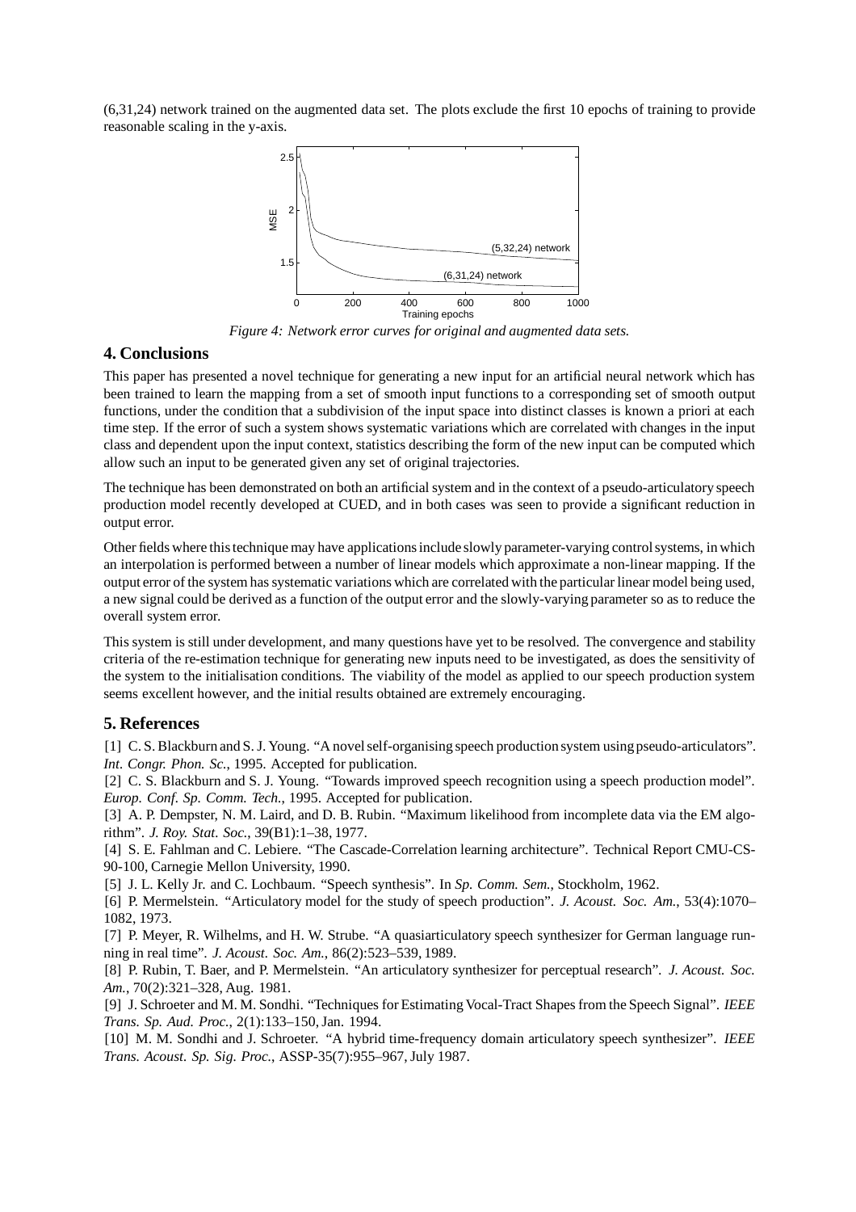(6,31,24) network trained on the augmented data set. The plots exclude the first 10 epochs of training to provide reasonable scaling in the y-axis.

2.5
2
1.5
MSE
0
200
400
600
800
1000
Training epochs
(5,32,24) network
(6,31,24) network

*Figure 4: Network error curves for original and augmented data sets.*

## 4. Conclusions

This paper has presented a novel technique for generating a new input for an artificial neural network which has been trained to learn the mapping from a set of smooth input functions to a corresponding set of smooth output functions, under the condition that a subdivision of the input space into distinct classes is known a priori at each time step. If the error of such a system shows systematic variations which are correlated with changes in the input class and dependent upon the input context, statistics describing the form of the new input can be computed which allow such an input to be generated given any set of original trajectories.

The technique has been demonstrated on both an artificial system and in the context of a pseudo-articulatory speech production model recently developed at CUED, and in both cases was seen to provide a significant reduction in output error.

Other fields where this technique may have applications include slowly parameter-varying control systems, in which an interpolation is performed between a number of linear models which approximate a non-linear mapping. If the output error of the system has systematic variations which are correlated with the particular linear model being used, a new signal could be derived as a function of the output error and the slowly-varying parameter so as to reduce the overall system error.

This system is still under development, and many questions have yet to be resolved. The convergence and stability criteria of the re-estimation technique for generating new inputs need to be investigated, as does the sensitivity of the system to the initialisation conditions. The viability of the model as applied to our speech production system seems excellent however, and the initial results obtained are extremely encouraging.

## 5. References

[1] C. S. Blackburn and S. J. Young. "A novel self-organising speech production system using pseudo-articulators". *Int. Congr. Phon. Sc.*, 1995. Accepted for publication.

[2] C. S. Blackburn and S. J. Young. "Towards improved speech recognition using a speech production model". *Europ. Conf. Sp. Comm. Tech.*, 1995. Accepted for publication.

[3] A. P. Dempster, N. M. Laird, and D. B. Rubin. "Maximum likelihood from incomplete data via the EM algorithm". *J. Roy. Stat. Soc.*, 39(B1):1–38, 1977.

[4] S. E. Fahlman and C. Lebiere. "The Cascade-Correlation learning architecture". Technical Report CMU-CS-90-100, Carnegie Mellon University, 1990.

[5] J. L. Kelly Jr. and C. Lochbaum. "Speech synthesis". In *Sp. Comm. Sem.*, Stockholm, 1962.

[6] P. Mermelstein. "Articulatory model for the study of speech production". *J. Acoust. Soc. Am.*, 53(4):1070–1082, 1973.

[7] P. Meyer, R. Wilhelms, and H. W. Strube. "A quasiarticulatory speech synthesizer for German language running in real time". *J. Acoust. Soc. Am.*, 86(2):523–539, 1989.

[8] P. Rubin, T. Baer, and P. Mermelstein. "An articulatory synthesizer for perceptual research". *J. Acoust. Soc. Am.*, 70(2):321–328, Aug. 1981.

[9] J. Schroeter and M. M. Sondhi. "Techniques for Estimating Vocal-Tract Shapes from the Speech Signal". *IEEE Trans. Sp. Aud. Proc.*, 2(1):133–150, Jan. 1994.

[10] M. M. Sondhi and J. Schroeter. "A hybrid time-frequency domain articulatory speech synthesizer". *IEEE Trans. Acoust. Sp. Sig. Proc.*, ASSP-35(7):955–967, July 1987.